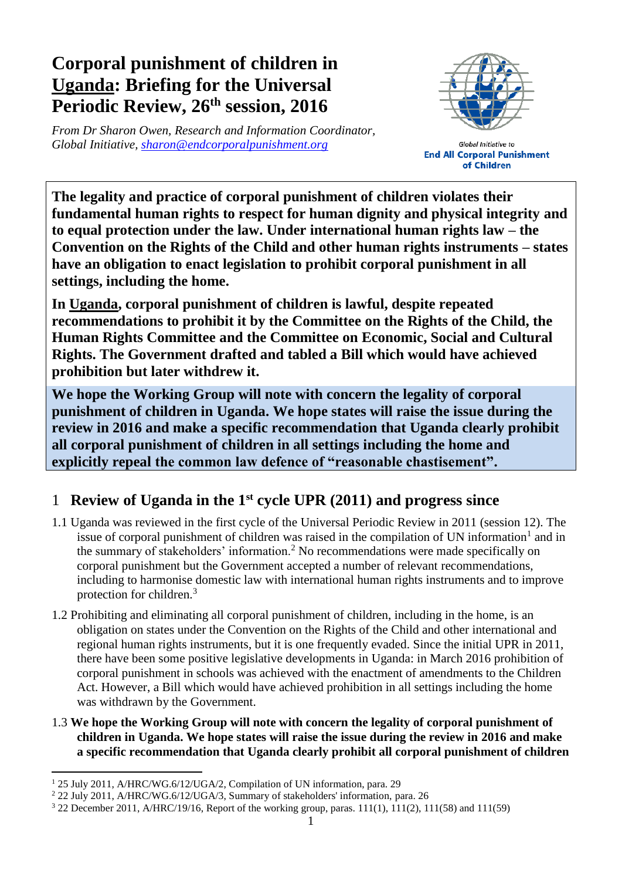# Corporal punishment of children in Uganda: Briefing for the Universal Periodic Review, 26th session, 2016

*From Dr Sharon Owen, Research and Information Coordinator, Global Initiative, sharon@endcorporalpunishment.org*

Global Initiative to **End All Corporal Punishment of Children**

**The legality and practice of corporal punishment of children violates their fundamental human rights to respect for human dignity and physical integrity and to equal protection under the law. Under international human rights law – the Convention on the Rights of the Child and other human rights instruments – states have an obligation to enact legislation to prohibit corporal punishment in all settings, including the home.**

**In Uganda, corporal punishment of children is lawful, despite repeated recommendations to prohibit it by the Committee on the Rights of the Child, the Human Rights Committee and the Committee on Economic, Social and Cultural Rights. The Government drafted and tabled a Bill which would have achieved prohibition but later withdrew it.**

**We hope the Working Group will note with concern the legality of corporal punishment of children in Uganda. We hope states will raise the issue during the review in 2016 and make a specific recommendation that Uganda clearly prohibit all corporal punishment of children in all settings including the home and explicitly repeal the common law defence of "reasonable chastisement".**

## 1 Review of Uganda in the 1st cycle UPR (2011) and progress since

1.1 Uganda was reviewed in the first cycle of the Universal Periodic Review in 2011 (session 12). The issue of corporal punishment of children was raised in the compilation of UN information[1] and in the summary of stakeholders' information.[2] No recommendations were made specifically on corporal punishment but the Government accepted a number of relevant recommendations, including to harmonise domestic law with international human rights instruments and to improve protection for children.[3]

1.2 Prohibiting and eliminating all corporal punishment of children, including in the home, is an obligation on states under the Convention on the Rights of the Child and other international and regional human rights instruments, but it is one frequently evaded. Since the initial UPR in 2011, there have been some positive legislative developments in Uganda: in March 2016 prohibition of corporal punishment in schools was achieved with the enactment of amendments to the Children Act. However, a Bill which would have achieved prohibition in all settings including the home was withdrawn by the Government.

1.3 **We hope the Working Group will note with concern the legality of corporal punishment of children in Uganda. We hope states will raise the issue during the review in 2016 and make a specific recommendation that Uganda clearly prohibit all corporal punishment of children**

---

[1] 25 July 2011, A/HRC/WG.6/12/UGA/2, Compilation of UN information, para. 29

[2] 22 July 2011, A/HRC/WG.6/12/UGA/3, Summary of stakeholders' information, para. 26

[3] 22 December 2011, A/HRC/19/16, Report of the working group, paras. 111(1), 111(2), 111(58) and 111(59)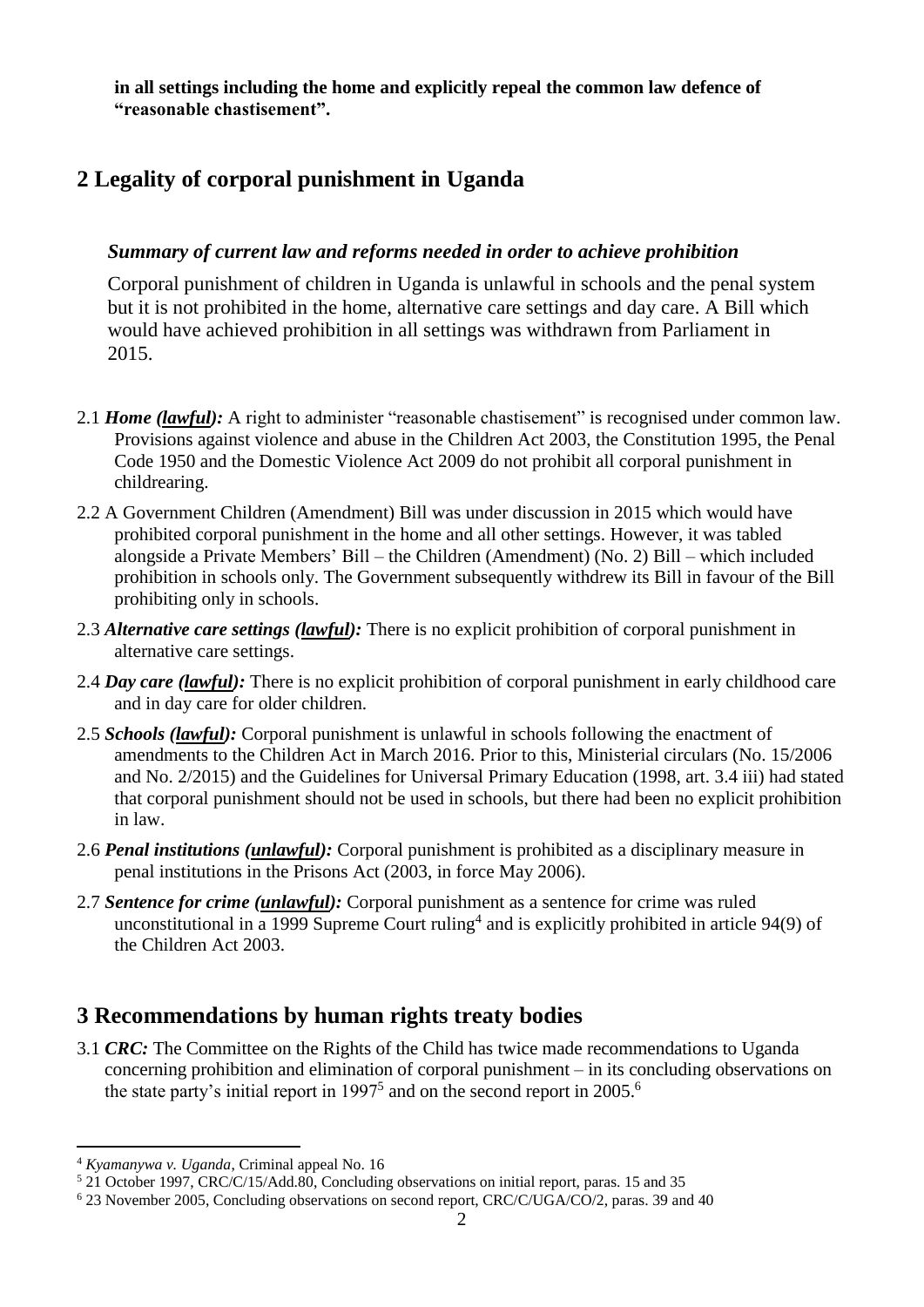**in all settings including the home and explicitly repeal the common law defence of "reasonable chastisement".**

## 2 Legality of corporal punishment in Uganda

### *Summary of current law and reforms needed in order to achieve prohibition*

Corporal punishment of children in Uganda is unlawful in schools and the penal system but it is not prohibited in the home, alternative care settings and day care. A Bill which would have achieved prohibition in all settings was withdrawn from Parliament in 2015.

2.1 ***Home (lawful):*** A right to administer "reasonable chastisement" is recognised under common law. Provisions against violence and abuse in the Children Act 2003, the Constitution 1995, the Penal Code 1950 and the Domestic Violence Act 2009 do not prohibit all corporal punishment in childrearing.

2.2 A Government Children (Amendment) Bill was under discussion in 2015 which would have prohibited corporal punishment in the home and all other settings. However, it was tabled alongside a Private Members' Bill – the Children (Amendment) (No. 2) Bill – which included prohibition in schools only. The Government subsequently withdrew its Bill in favour of the Bill prohibiting only in schools.

2.3 ***Alternative care settings (lawful):*** There is no explicit prohibition of corporal punishment in alternative care settings.

2.4 ***Day care (lawful):*** There is no explicit prohibition of corporal punishment in early childhood care and in day care for older children.

2.5 ***Schools (lawful):*** Corporal punishment is unlawful in schools following the enactment of amendments to the Children Act in March 2016. Prior to this, Ministerial circulars (No. 15/2006 and No. 2/2015) and the Guidelines for Universal Primary Education (1998, art. 3.4 iii) had stated that corporal punishment should not be used in schools, but there had been no explicit prohibition in law.

2.6 ***Penal institutions (unlawful):*** Corporal punishment is prohibited as a disciplinary measure in penal institutions in the Prisons Act (2003, in force May 2006).

2.7 ***Sentence for crime (unlawful):*** Corporal punishment as a sentence for crime was ruled unconstitutional in a 1999 Supreme Court ruling[4] and is explicitly prohibited in article 94(9) of the Children Act 2003.

## 3 Recommendations by human rights treaty bodies

3.1 ***CRC:*** The Committee on the Rights of the Child has twice made recommendations to Uganda concerning prohibition and elimination of corporal punishment – in its concluding observations on the state party's initial report in 1997[5] and on the second report in 2005.[6]

---

[4] *Kyamanywa v. Uganda*, Criminal appeal No. 16

[5] 21 October 1997, CRC/C/15/Add.80, Concluding observations on initial report, paras. 15 and 35

[6] 23 November 2005, Concluding observations on second report, CRC/C/UGA/CO/2, paras. 39 and 40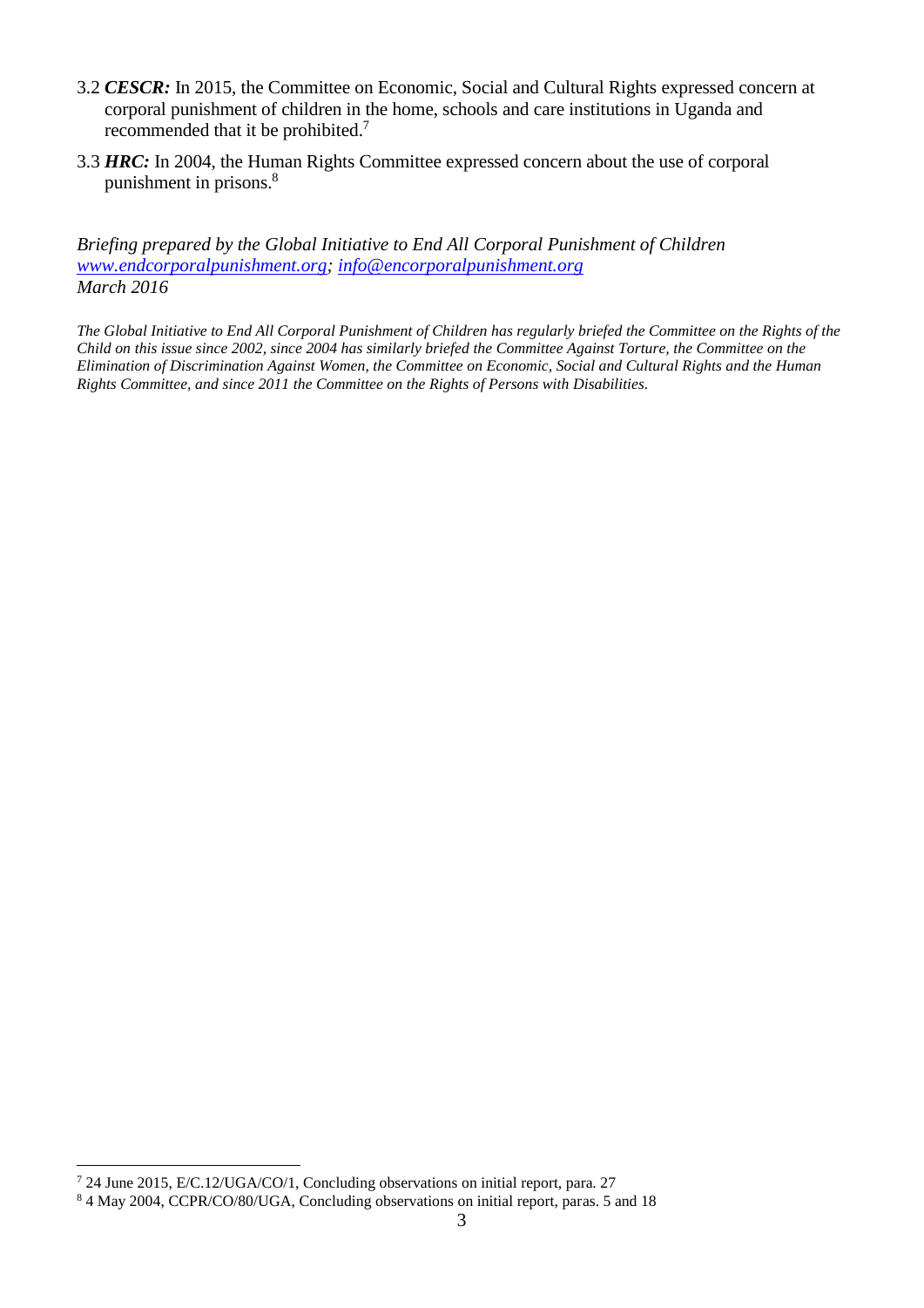3.2 ***CESCR:*** In 2015, the Committee on Economic, Social and Cultural Rights expressed concern at corporal punishment of children in the home, schools and care institutions in Uganda and recommended that it be prohibited.[7]

3.3 ***HRC:*** In 2004, the Human Rights Committee expressed concern about the use of corporal punishment in prisons.[8]

*Briefing prepared by the Global Initiative to End All Corporal Punishment of Children*
*[www.endcorporalpunishment.org](http://www.endcorporalpunishment.org); [info@encorporalpunishment.org](mailto:info@encorporalpunishment.org)*
*March 2016*

*The Global Initiative to End All Corporal Punishment of Children has regularly briefed the Committee on the Rights of the Child on this issue since 2002, since 2004 has similarly briefed the Committee Against Torture, the Committee on the Elimination of Discrimination Against Women, the Committee on Economic, Social and Cultural Rights and the Human Rights Committee, and since 2011 the Committee on the Rights of Persons with Disabilities.*

---

[7] 24 June 2015, E/C.12/UGA/CO/1, Concluding observations on initial report, para. 27

[8] 4 May 2004, CCPR/CO/80/UGA, Concluding observations on initial report, paras. 5 and 18